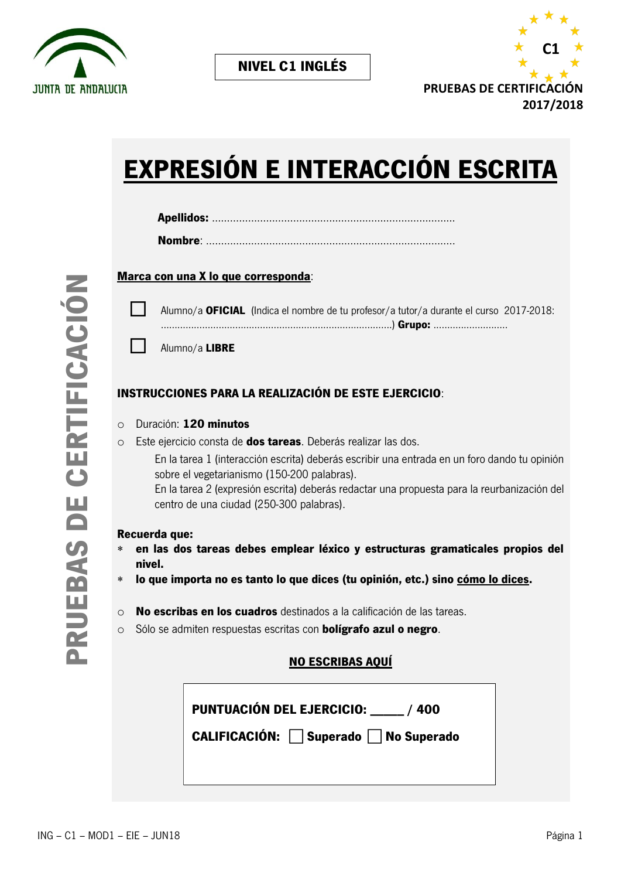JUNTA DE ANDALUCIA

**NIVEL C1 INGLÉS**

C1

**PRUEBAS DE CERTIFICACIÓN 2017/2018**

**PRUEBAS DE CERTIFICACIÓN**

# EXPRESIÓN E INTERACCIÓN ESCRITA

**Apellidos:** ..................................................................................

**Nombre**: ....................................................................................

**Marca con una X lo que corresponda**:

☐ Alumno/a **OFICIAL** (Indica el nombre de tu profesor/a tutor/a durante el curso 2017-2018: ..................................................................................) **Grupo:** ..........................

☐ Alumno/a **LIBRE**

**INSTRUCCIONES PARA LA REALIZACIÓN DE ESTE EJERCICIO**:

- Duración: **120 minutos**
- Este ejercicio consta de **dos tareas**. Deberás realizar las dos.
  En la tarea 1 (interacción escrita) deberás escribir una entrada en un foro dando tu opinión sobre el vegetarianismo (150-200 palabras).
  En la tarea 2 (expresión escrita) deberás redactar una propuesta para la reurbanización del centro de una ciudad (250-300 palabras).

**Recuerda que:**

* **en las dos tareas debes emplear léxico y estructuras gramaticales propios del nivel.**
* **lo que importa no es tanto lo que dices (tu opinión, etc.) sino cómo lo dices.**

- **No escribas en los cuadros** destinados a la calificación de las tareas.
- Sólo se admiten respuestas escritas con **bolígrafo azul o negro**.

**NO ESCRIBAS AQUÍ**

**PUNTUACIÓN DEL EJERCICIO: _____ / 400**

**CALIFICACIÓN:** ☐ **Superado** ☐ **No Superado**

ING – C1 – MOD1 – EIE – JUN18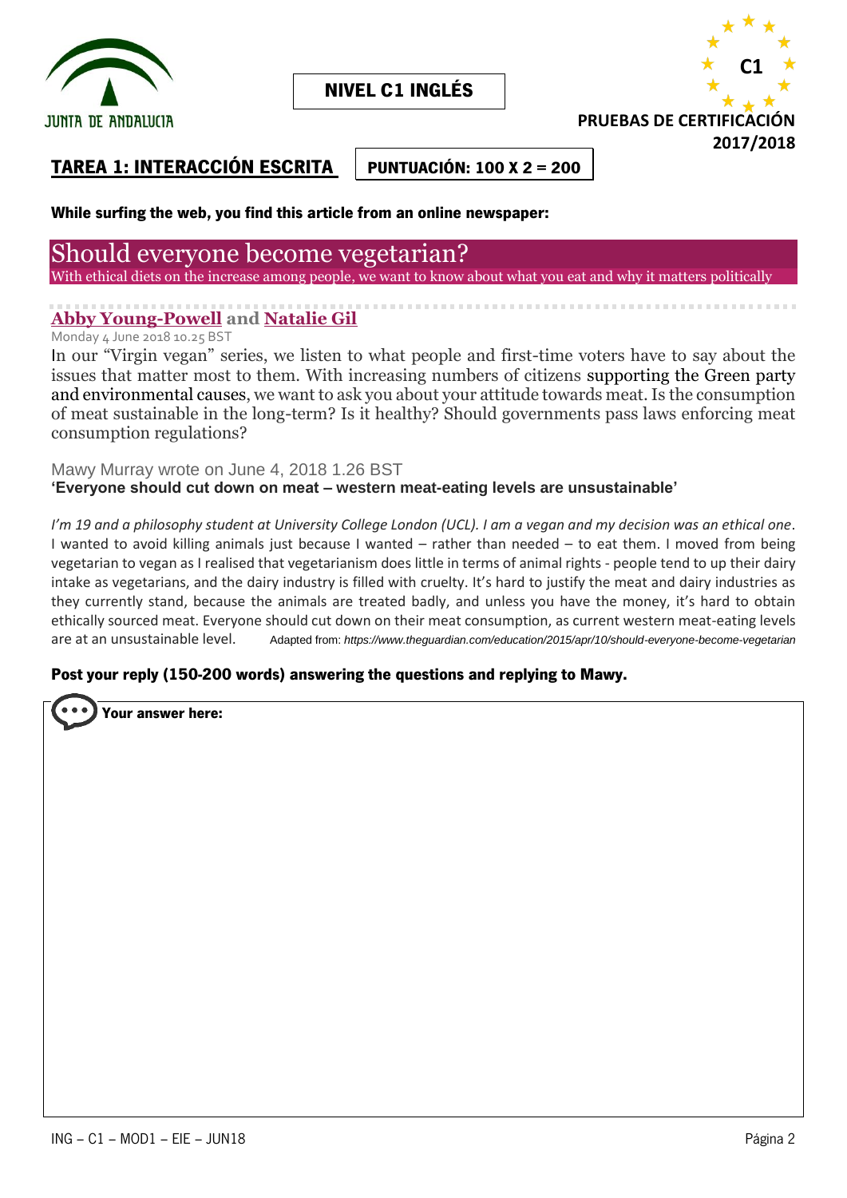NIVEL C1 INGLÉS

C1

PRUEBAS DE CERTIFICACIÓN 2017/2018

## TAREA 1: INTERACCIÓN ESCRITA

**PUNTUACIÓN: 100 X 2 = 200**

**While surfing the web, you find this article from an online newspaper:**

# Should everyone become vegetarian?

With ethical diets on the increase among people, we want to know about what you eat and why it matters politically

**Abby Young-Powell and Natalie Gil**

Monday 4 June 2018 10.25 BST

In our "Virgin vegan" series, we listen to what people and first-time voters have to say about the issues that matter most to them. With increasing numbers of citizens supporting the Green party and environmental causes, we want to ask you about your attitude towards meat. Is the consumption of meat sustainable in the long-term? Is it healthy? Should governments pass laws enforcing meat consumption regulations?

Mawy Murray wrote on June 4, 2018 1.26 BST

**'Everyone should cut down on meat – western meat-eating levels are unsustainable'**

*I'm 19 and a philosophy student at University College London (UCL). I am a vegan and my decision was an ethical one*. I wanted to avoid killing animals just because I wanted – rather than needed – to eat them. I moved from being vegetarian to vegan as I realised that vegetarianism does little in terms of animal rights - people tend to up their dairy intake as vegetarians, and the dairy industry is filled with cruelty. It's hard to justify the meat and dairy industries as they currently stand, because the animals are treated badly, and unless you have the money, it's hard to obtain ethically sourced meat. Everyone should cut down on their meat consumption, as current western meat-eating levels are at an unsustainable level. Adapted from: *https://www.theguardian.com/education/2015/apr/10/should-everyone-become-vegetarian*

**Post your reply (150-200 words) answering the questions and replying to Mawy.**

**Your answer here:**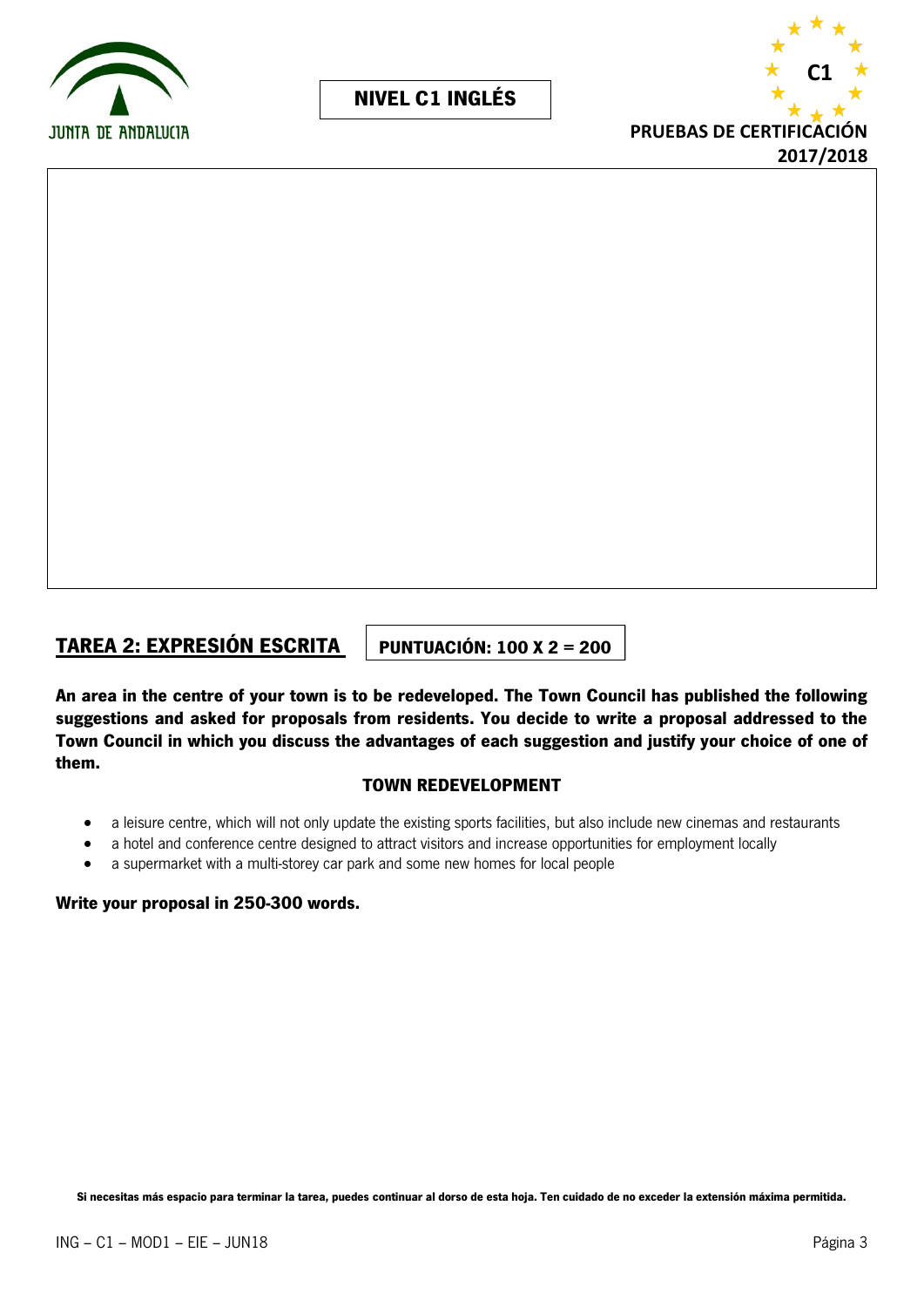NIVEL C1 INGLÉS

PRUEBAS DE CERTIFICACIÓN 2017/2018

## TAREA 2: EXPRESIÓN ESCRITA

**PUNTUACIÓN: 100 X 2 = 200**

**An area in the centre of your town is to be redeveloped. The Town Council has published the following suggestions and asked for proposals from residents. You decide to write a proposal addressed to the Town Council in which you discuss the advantages of each suggestion and justify your choice of one of them.**

**TOWN REDEVELOPMENT**

- a leisure centre, which will not only update the existing sports facilities, but also include new cinemas and restaurants
- a hotel and conference centre designed to attract visitors and increase opportunities for employment locally
- a supermarket with a multi-storey car park and some new homes for local people

**Write your proposal in 250-300 words.**

**Si necesitas más espacio para terminar la tarea, puedes continuar al dorso de esta hoja. Ten cuidado de no exceder la extensión máxima permitida.**

ING – C1 – MOD1 – EIE – JUN18